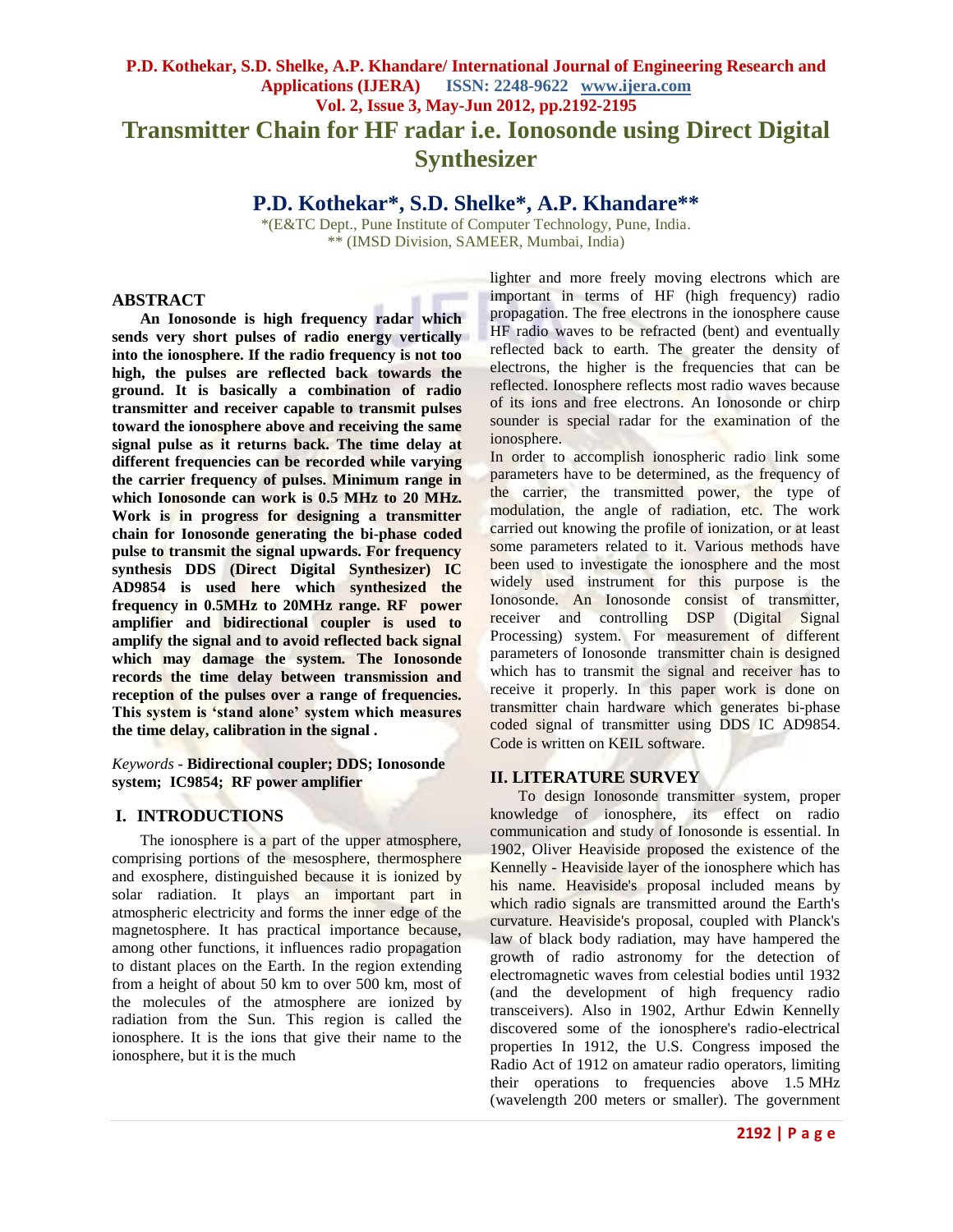# Transmitter Chain for HF radar i.e. Ionosonde using Direct Digital Synthesizer

## P.D. Kothekar*, S.D. Shelke*, A.P. Khandare**

*(E&TC Dept., Pune Institute of Computer Technology, Pune, India.
** (IMSD Division, SAMEER, Mumbai, India)

## ABSTRACT

**An Ionosonde is high frequency radar which sends very short pulses of radio energy vertically into the ionosphere. If the radio frequency is not too high, the pulses are reflected back towards the ground. It is basically a combination of radio transmitter and receiver capable to transmit pulses toward the ionosphere above and receiving the same signal pulse as it returns back. The time delay at different frequencies can be recorded while varying the carrier frequency of pulses. Minimum range in which Ionosonde can work is 0.5 MHz to 20 MHz. Work is in progress for designing a transmitter chain for Ionosonde generating the bi-phase coded pulse to transmit the signal upwards. For frequency synthesis DDS (Direct Digital Synthesizer) IC AD9854 is used here which synthesized the frequency in 0.5MHz to 20MHz range. RF power amplifier and bidirectional coupler is used to amplify the signal and to avoid reflected back signal which may damage the system. The Ionosonde records the time delay between transmission and reception of the pulses over a range of frequencies. This system is 'stand alone' system which measures the time delay, calibration in the signal .**

*Keywords* - **Bidirectional coupler; DDS; Ionosonde system; IC9854; RF power amplifier**

## I. INTRODUCTIONS

The ionosphere is a part of the upper atmosphere, comprising portions of the mesosphere, thermosphere and exosphere, distinguished because it is ionized by solar radiation. It plays an important part in atmospheric electricity and forms the inner edge of the magnetosphere. It has practical importance because, among other functions, it influences radio propagation to distant places on the Earth. In the region extending from a height of about 50 km to over 500 km, most of the molecules of the atmosphere are ionized by radiation from the Sun. This region is called the ionosphere. It is the ions that give their name to the ionosphere, but it is the much lighter and more freely moving electrons which are important in terms of HF (high frequency) radio propagation. The free electrons in the ionosphere cause HF radio waves to be refracted (bent) and eventually reflected back to earth. The greater the density of electrons, the higher is the frequencies that can be reflected. Ionosphere reflects most radio waves because of its ions and free electrons. An Ionosonde or chirp sounder is special radar for the examination of the ionosphere.

In order to accomplish ionospheric radio link some parameters have to be determined, as the frequency of the carrier, the transmitted power, the type of modulation, the angle of radiation, etc. The work carried out knowing the profile of ionization, or at least some parameters related to it. Various methods have been used to investigate the ionosphere and the most widely used instrument for this purpose is the Ionosonde. An Ionosonde consist of transmitter, receiver and controlling DSP (Digital Signal Processing) system. For measurement of different parameters of Ionosonde transmitter chain is designed which has to transmit the signal and receiver has to receive it properly. In this paper work is done on transmitter chain hardware which generates bi-phase coded signal of transmitter using DDS IC AD9854. Code is written on KEIL software.

## II. LITERATURE SURVEY

To design Ionosonde transmitter system, proper knowledge of ionosphere, its effect on radio communication and study of Ionosonde is essential. In 1902, Oliver Heaviside proposed the existence of the Kennelly - Heaviside layer of the ionosphere which has his name. Heaviside's proposal included means by which radio signals are transmitted around the Earth's curvature. Heaviside's proposal, coupled with Planck's law of black body radiation, may have hampered the growth of radio astronomy for the detection of electromagnetic waves from celestial bodies until 1932 (and the development of high frequency radio transceivers). Also in 1902, Arthur Edwin Kennelly discovered some of the ionosphere's radio-electrical properties In 1912, the U.S. Congress imposed the Radio Act of 1912 on amateur radio operators, limiting their operations to frequencies above 1.5 MHz (wavelength 200 meters or smaller). The government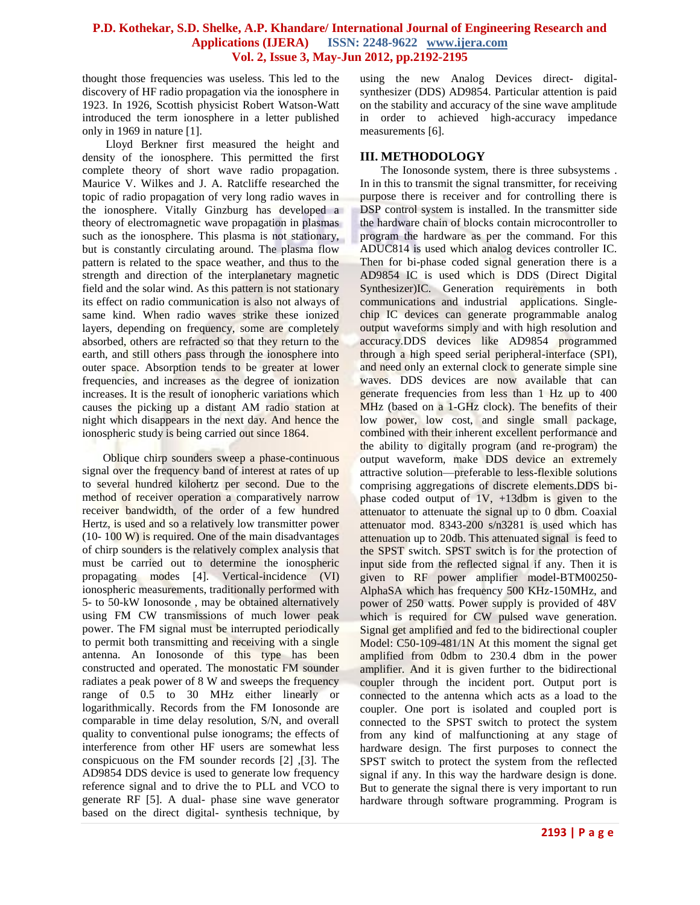thought those frequencies was useless. This led to the discovery of HF radio propagation via the ionosphere in 1923. In 1926, Scottish physicist Robert Watson-Watt introduced the term ionosphere in a letter published only in 1969 in nature [1].

Lloyd Berkner first measured the height and density of the ionosphere. This permitted the first complete theory of short wave radio propagation. Maurice V. Wilkes and J. A. Ratcliffe researched the topic of radio propagation of very long radio waves in the ionosphere. Vitally Ginzburg has developed a theory of electromagnetic wave propagation in plasmas such as the ionosphere. This plasma is not stationary, but is constantly circulating around. The plasma flow pattern is related to the space weather, and thus to the strength and direction of the interplanetary magnetic field and the solar wind. As this pattern is not stationary its effect on radio communication is also not always of same kind. When radio waves strike these ionized layers, depending on frequency, some are completely absorbed, others are refracted so that they return to the earth, and still others pass through the ionosphere into outer space. Absorption tends to be greater at lower frequencies, and increases as the degree of ionization increases. It is the result of ionopheric variations which causes the picking up a distant AM radio station at night which disappears in the next day. And hence the ionospheric study is being carried out since 1864.

Oblique chirp sounders sweep a phase-continuous signal over the frequency band of interest at rates of up to several hundred kilohertz per second. Due to the method of receiver operation a comparatively narrow receiver bandwidth, of the order of a few hundred Hertz, is used and so a relatively low transmitter power (10- 100 W) is required. One of the main disadvantages of chirp sounders is the relatively complex analysis that must be carried out to determine the ionospheric propagating modes [4]. Vertical-incidence (VI) ionospheric measurements, traditionally performed with 5- to 50-kW Ionosonde , may be obtained alternatively using FM CW transmissions of much lower peak power. The FM signal must be interrupted periodically to permit both transmitting and receiving with a single antenna. An Ionosonde of this type has been constructed and operated. The monostatic FM sounder radiates a peak power of 8 W and sweeps the frequency range of 0.5 to 30 MHz either linearly or logarithmically. Records from the FM Ionosonde are comparable in time delay resolution, S/N, and overall quality to conventional pulse ionograms; the effects of interference from other HF users are somewhat less conspicuous on the FM sounder records [2] ,[3]. The AD9854 DDS device is used to generate low frequency reference signal and to drive the to PLL and VCO to generate RF [5]. A dual- phase sine wave generator based on the direct digital- synthesis technique, by using the new Analog Devices direct- digital-synthesizer (DDS) AD9854. Particular attention is paid on the stability and accuracy of the sine wave amplitude in order to achieved high-accuracy impedance measurements [6].

## III. METHODOLOGY

The Ionosonde system, there is three subsystems . In in this to transmit the signal transmitter, for receiving purpose there is receiver and for controlling there is DSP control system is installed. In the transmitter side the hardware chain of blocks contain microcontroller to program the hardware as per the command. For this ADUC814 is used which analog devices controller IC. Then for bi-phase coded signal generation there is a AD9854 IC is used which is DDS (Direct Digital Synthesizer)IC. Generation requirements in both communications and industrial applications. Single-chip IC devices can generate programmable analog output waveforms simply and with high resolution and accuracy.DDS devices like AD9854 programmed through a high speed serial peripheral-interface (SPI), and need only an external clock to generate simple sine waves. DDS devices are now available that can generate frequencies from less than 1 Hz up to 400 MHz (based on a 1-GHz clock). The benefits of their low power, low cost, and single small package, combined with their inherent excellent performance and the ability to digitally program (and re-program) the output waveform, make DDS device an extremely attractive solution—preferable to less-flexible solutions comprising aggregations of discrete elements.DDS bi-phase coded output of 1V, +13dbm is given to the attenuator to attenuate the signal up to 0 dbm. Coaxial attenuator mod. 8343-200 s/n3281 is used which has attenuation up to 20db. This attenuated signal is feed to the SPST switch. SPST switch is for the protection of input side from the reflected signal if any. Then it is given to RF power amplifier model-BTM00250-AlphaSA which has frequency 500 KHz-150MHz, and power of 250 watts. Power supply is provided of 48V which is required for CW pulsed wave generation. Signal get amplified and fed to the bidirectional coupler Model: C50-109-481/1N At this moment the signal get amplified from 0dbm to 230.4 dbm in the power amplifier. And it is given further to the bidirectional coupler through the incident port. Output port is connected to the antenna which acts as a load to the coupler. One port is isolated and coupled port is connected to the SPST switch to protect the system from any kind of malfunctioning at any stage of hardware design. The first purposes to connect the SPST switch to protect the system from the reflected signal if any. In this way the hardware design is done. But to generate the signal there is very important to run hardware through software programming. Program is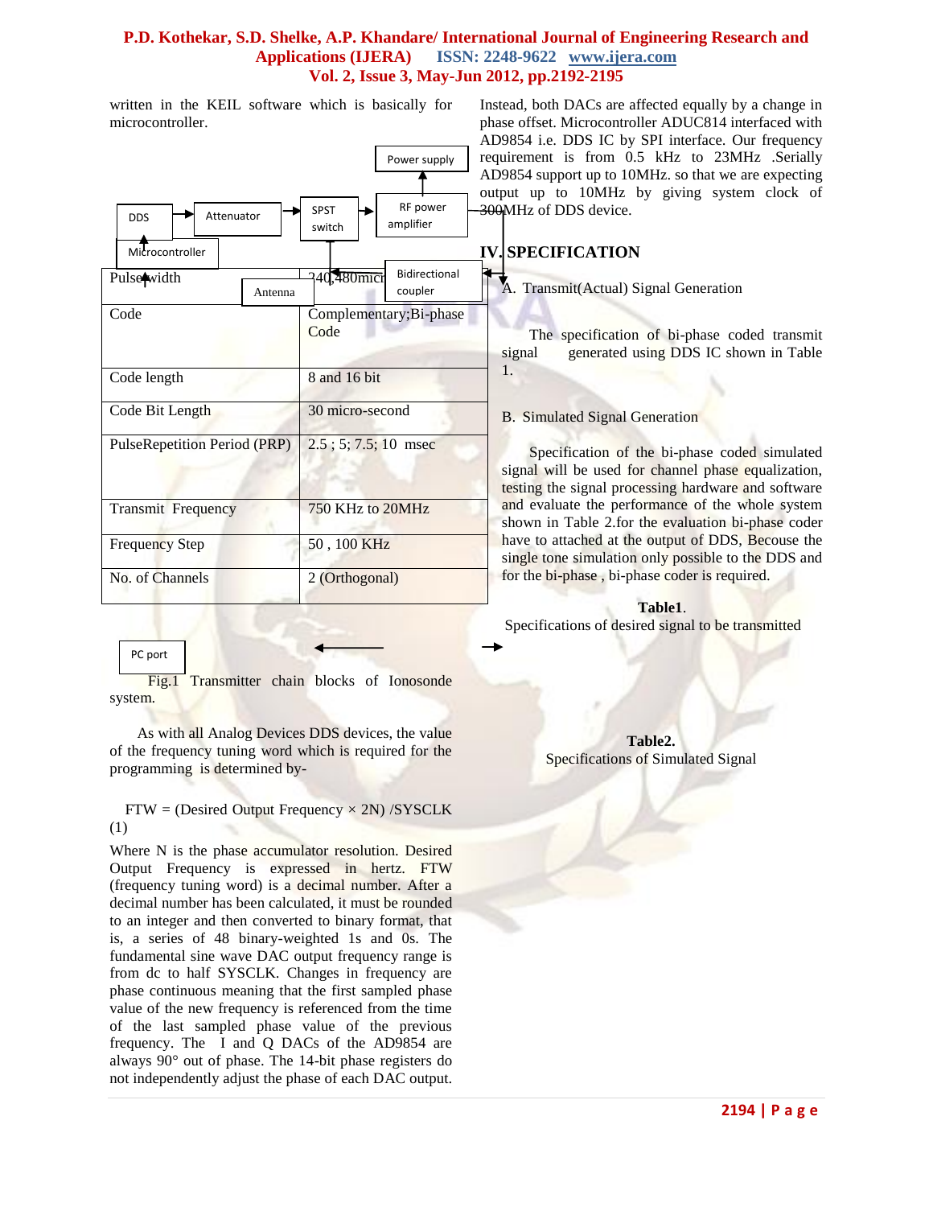written in the KEIL software which is basically for microcontroller.

Power supply

DDS → Attenuator → SPST switch → RF power amplifier

Microcontroller

Antenna

Bidirectional coupler

PC port

Fig.1 Transmitter chain blocks of Ionosonde system.

As with all Analog Devices DDS devices, the value of the frequency tuning word which is required for the programming is determined by-

FTW = (Desired Output Frequency × 2N) /SYSCLK (1)

Where N is the phase accumulator resolution. Desired Output Frequency is expressed in hertz. FTW (frequency tuning word) is a decimal number. After a decimal number has been calculated, it must be rounded to an integer and then converted to binary format, that is, a series of 48 binary-weighted 1s and 0s. The fundamental sine wave DAC output frequency range is from dc to half SYSCLK. Changes in frequency are phase continuous meaning that the first sampled phase value of the new frequency is referenced from the time of the last sampled phase value of the previous frequency. The I and Q DACs of the AD9854 are always 90° out of phase. The 14-bit phase registers do not independently adjust the phase of each DAC output. Instead, both DACs are affected equally by a change in phase offset. Microcontroller ADUC814 interfaced with AD9854 i.e. DDS IC by SPI interface. Our frequency requirement is from 0.5 kHz to 23MHz .Serially AD9854 support up to 10MHz. so that we are expecting output up to 10MHz by giving system clock of 300MHz of DDS device.

## IV. SPECIFICATION

### A. Transmit(Actual) Signal Generation

The specification of bi-phase coded transmit signal generated using DDS IC shown in Table 1.

### B. Simulated Signal Generation

Specification of the bi-phase coded simulated signal will be used for channel phase equalization, testing the signal processing hardware and software and evaluate the performance of the whole system shown in Table 2.for the evaluation bi-phase coder have to attached at the output of DDS, Becouse the single tone simulation only possible to the DDS and for the bi-phase , bi-phase coder is required.

**Table1**.
Specifications of desired signal to be transmitted

| Pulse width | 240,480micro |
|---|---|
| Code | Complementary;Bi-phase Code |
| Code length | 8 and 16 bit |
| Code Bit Length | 30 micro-second |
| PulseRepetition Period (PRP) | 2.5 ; 5; 7.5; 10 msec |
| Transmit Frequency | 750 KHz to 20MHz |
| Frequency Step | 50 , 100 KHz |
| No. of Channels | 2 (Orthogonal) |

**Table2.**
Specifications of Simulated Signal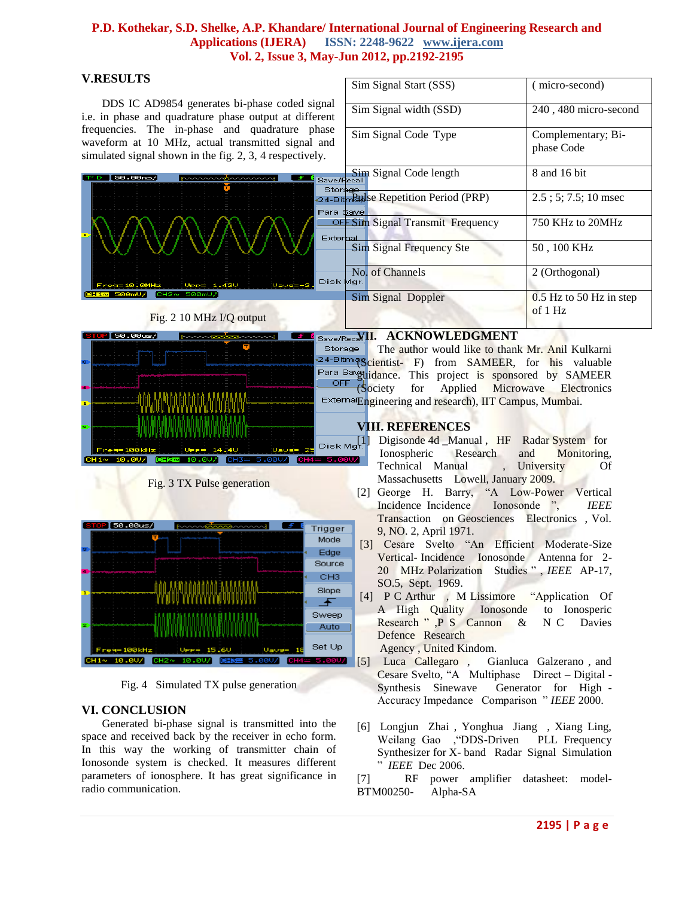## V.RESULTS

DDS IC AD9854 generates bi-phase coded signal i.e. in phase and quadrature phase output at different frequencies. The in-phase and quadrature phase waveform at 10 MHz, actual transmitted signal and simulated signal shown in the fig. 2, 3, 4 respectively.

Fig. 2 10 MHz I/Q output

Fig. 3 TX Pulse generation

Fig. 4 Simulated TX pulse generation

| | |
|---|---|
| Sim Signal Start (SSS) | ( micro-second) |
| Sim Signal width (SSD) | 240 , 480 micro-second |
| Sim Signal Code Type | Complementary; Bi-phase Code |
| Sim Signal Code length | 8 and 16 bit |
| Pulse Repetition Period (PRP) | 2.5 ; 5; 7.5; 10 msec |
| Sim Signal Transmit Frequency | 750 KHz to 20MHz |
| Sim Signal Frequency Ste | 50 , 100 KHz |
| No. of Channels | 2 (Orthogonal) |
| Sim Signal Doppler | 0.5 Hz to 50 Hz in step of 1 Hz |

## VI. CONCLUSION

Generated bi-phase signal is transmitted into the space and received back by the receiver in echo form. In this way the working of transmitter chain of Ionosonde system is checked. It measures different parameters of ionosphere. It has great significance in radio communication.

## VII. ACKNOWLEDGMENT

The author would like to thank Mr. Anil Kulkarni (Scientist- F) from SAMEER, for his valuable guidance. This project is sponsored by SAMEER (Society for Applied Microwave Electronics Engineering and research), IIT Campus, Mumbai.

## VIII. REFERENCES

[1] Digisonde 4d _Manual , HF Radar System for Ionospheric Research and Monitoring, Technical Manual , University Of Massachusetts Lowell, January 2009.

[2] George H. Barry, "A Low-Power Vertical Incidence Ionosonde ", *IEEE* Transaction on Geosciences Electronics , Vol. 9, NO. 2, April 1971.

[3] Cesare Svelto "An Efficient Moderate-Size Vertical- Incidence Ionosonde Antenna for 2-20 MHz Polarization Studies " , *IEEE* AP-17, SO.5, Sept. 1969.

[4] P C Arthur , M Lissimore "Application Of A High Quality Ionosonde to Ionosperic Research " ,P S Cannon & N C Davies Defence Research Agency , United Kindom.

[5] Luca Callegaro , Gianluca Galzerano , and Cesare Svelto, "A Multiphase Direct – Digital - Synthesis Sinewave Generator for High - Accuracy Impedance Comparison " *IEEE* 2000.

[6] Longjun Zhai , Yonghua Jiang , Xiang Ling, Weilang Gao ,"DDS-Driven PLL Frequency Synthesizer for X- band Radar Signal Simulation " *IEEE* Dec 2006.

[7] RF power amplifier datasheet: model-BTM00250- Alpha-SA